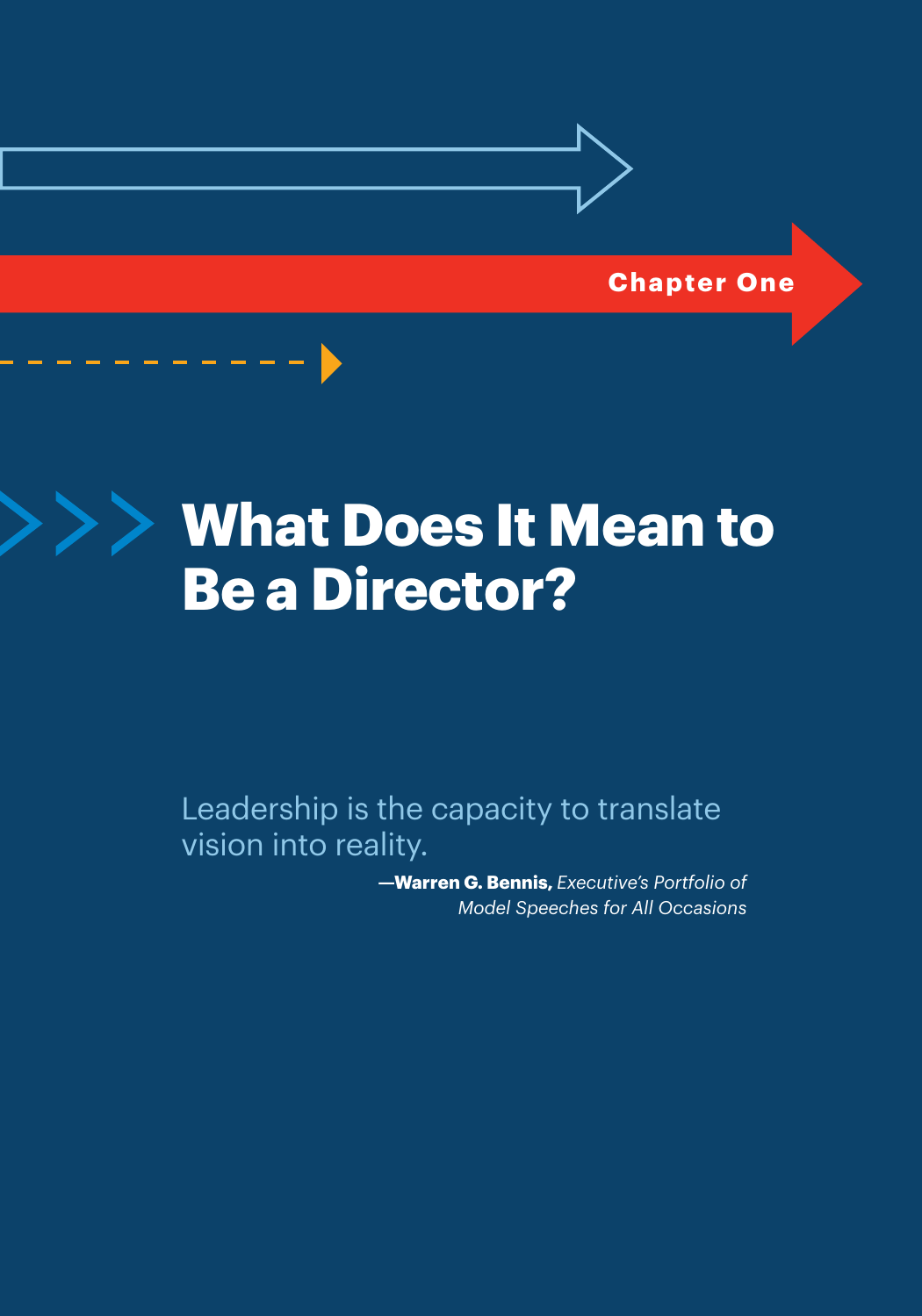Chapter One

# What Does It Mean to Be a Director?

> Leadership is the capacity to translate vision into reality.
>
> —**Warren G. Bennis,** *Executive's Portfolio of Model Speeches for All Occasions*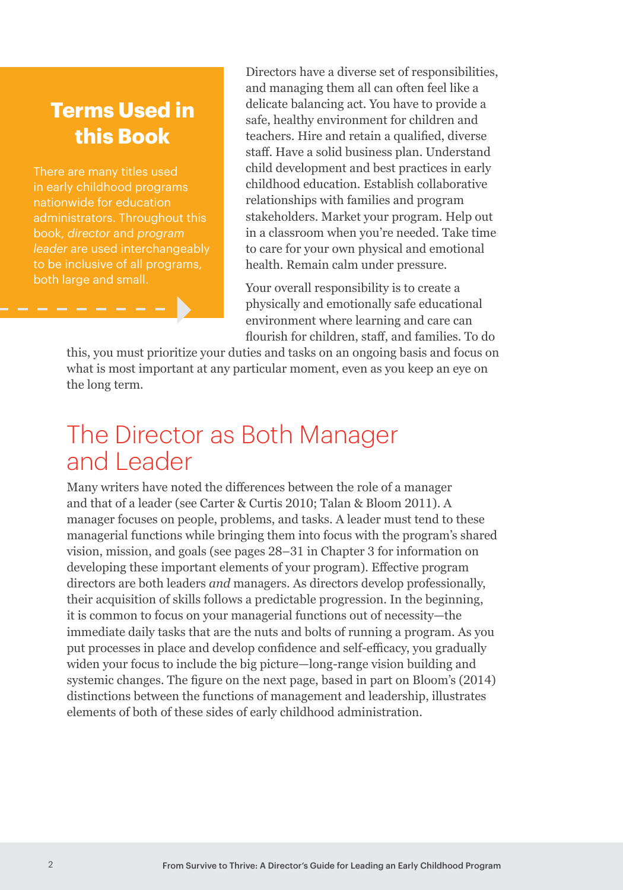### Terms Used in this Book

There are many titles used in early childhood programs nationwide for education administrators. Throughout this book, *director* and *program leader* are used interchangeably to be inclusive of all programs, both large and small.

Directors have a diverse set of responsibilities, and managing them all can often feel like a delicate balancing act. You have to provide a safe, healthy environment for children and teachers. Hire and retain a qualified, diverse staff. Have a solid business plan. Understand child development and best practices in early childhood education. Establish collaborative relationships with families and program stakeholders. Market your program. Help out in a classroom when you're needed. Take time to care for your own physical and emotional health. Remain calm under pressure.

Your overall responsibility is to create a physically and emotionally safe educational environment where learning and care can flourish for children, staff, and families. To do this, you must prioritize your duties and tasks on an ongoing basis and focus on what is most important at any particular moment, even as you keep an eye on the long term.

## The Director as Both Manager and Leader

Many writers have noted the differences between the role of a manager and that of a leader (see Carter & Curtis 2010; Talan & Bloom 2011). A manager focuses on people, problems, and tasks. A leader must tend to these managerial functions while bringing them into focus with the program's shared vision, mission, and goals (see pages 28–31 in Chapter 3 for information on developing these important elements of your program). Effective program directors are both leaders *and* managers. As directors develop professionally, their acquisition of skills follows a predictable progression. In the beginning, it is common to focus on your managerial functions out of necessity—the immediate daily tasks that are the nuts and bolts of running a program. As you put processes in place and develop confidence and self-efficacy, you gradually widen your focus to include the big picture—long-range vision building and systemic changes. The figure on the next page, based in part on Bloom's (2014) distinctions between the functions of management and leadership, illustrates elements of both of these sides of early childhood administration.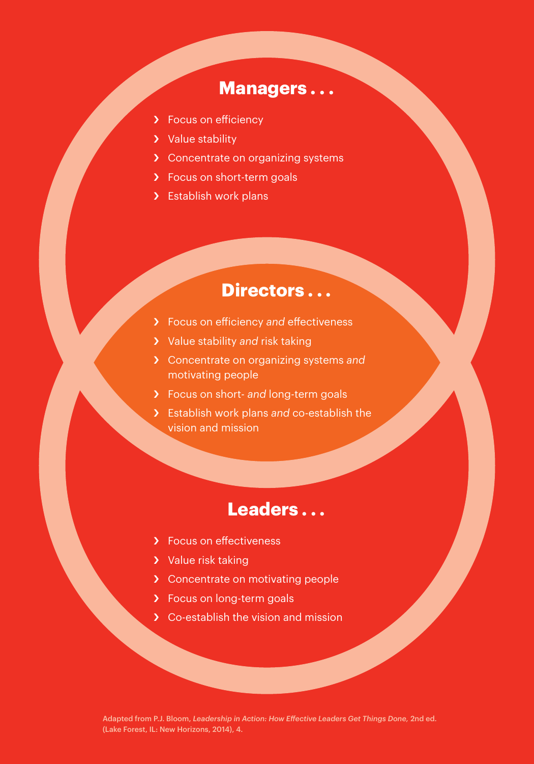## Managers . . .

- Focus on efficiency
- Value stability
- Concentrate on organizing systems
- Focus on short-term goals
- Establish work plans

## Directors . . .

- Focus on efficiency *and* effectiveness
- Value stability *and* risk taking
- Concentrate on organizing systems *and* motivating people
- Focus on short- *and* long-term goals
- Establish work plans *and* co-establish the vision and mission

## Leaders . . .

- Focus on effectiveness
- Value risk taking
- Concentrate on motivating people
- Focus on long-term goals
- Co-establish the vision and mission

Adapted from P.J. Bloom, *Leadership in Action: How Effective Leaders Get Things Done,* 2nd ed. (Lake Forest, IL: New Horizons, 2014), 4.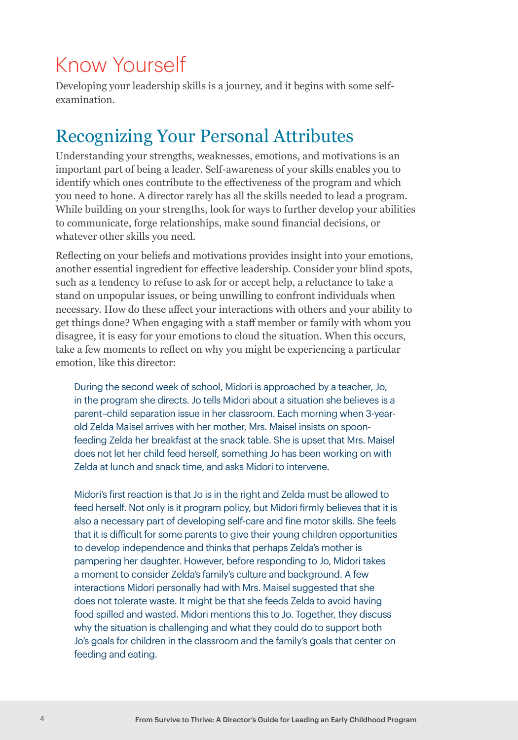# Know Yourself

Developing your leadership skills is a journey, and it begins with some self-examination.

## Recognizing Your Personal Attributes

Understanding your strengths, weaknesses, emotions, and motivations is an important part of being a leader. Self-awareness of your skills enables you to identify which ones contribute to the effectiveness of the program and which you need to hone. A director rarely has all the skills needed to lead a program. While building on your strengths, look for ways to further develop your abilities to communicate, forge relationships, make sound financial decisions, or whatever other skills you need.

Reflecting on your beliefs and motivations provides insight into your emotions, another essential ingredient for effective leadership. Consider your blind spots, such as a tendency to refuse to ask for or accept help, a reluctance to take a stand on unpopular issues, or being unwilling to confront individuals when necessary. How do these affect your interactions with others and your ability to get things done? When engaging with a staff member or family with whom you disagree, it is easy for your emotions to cloud the situation. When this occurs, take a few moments to reflect on why you might be experiencing a particular emotion, like this director:

> During the second week of school, Midori is approached by a teacher, Jo, in the program she directs. Jo tells Midori about a situation she believes is a parent–child separation issue in her classroom. Each morning when 3-year-old Zelda Maisel arrives with her mother, Mrs. Maisel insists on spoon-feeding Zelda her breakfast at the snack table. She is upset that Mrs. Maisel does not let her child feed herself, something Jo has been working on with Zelda at lunch and snack time, and asks Midori to intervene.
>
> Midori's first reaction is that Jo is in the right and Zelda must be allowed to feed herself. Not only is it program policy, but Midori firmly believes that it is also a necessary part of developing self-care and fine motor skills. She feels that it is difficult for some parents to give their young children opportunities to develop independence and thinks that perhaps Zelda's mother is pampering her daughter. However, before responding to Jo, Midori takes a moment to consider Zelda's family's culture and background. A few interactions Midori personally had with Mrs. Maisel suggested that she does not tolerate waste. It might be that she feeds Zelda to avoid having food spilled and wasted. Midori mentions this to Jo. Together, they discuss why the situation is challenging and what they could do to support both Jo's goals for children in the classroom and the family's goals that center on feeding and eating.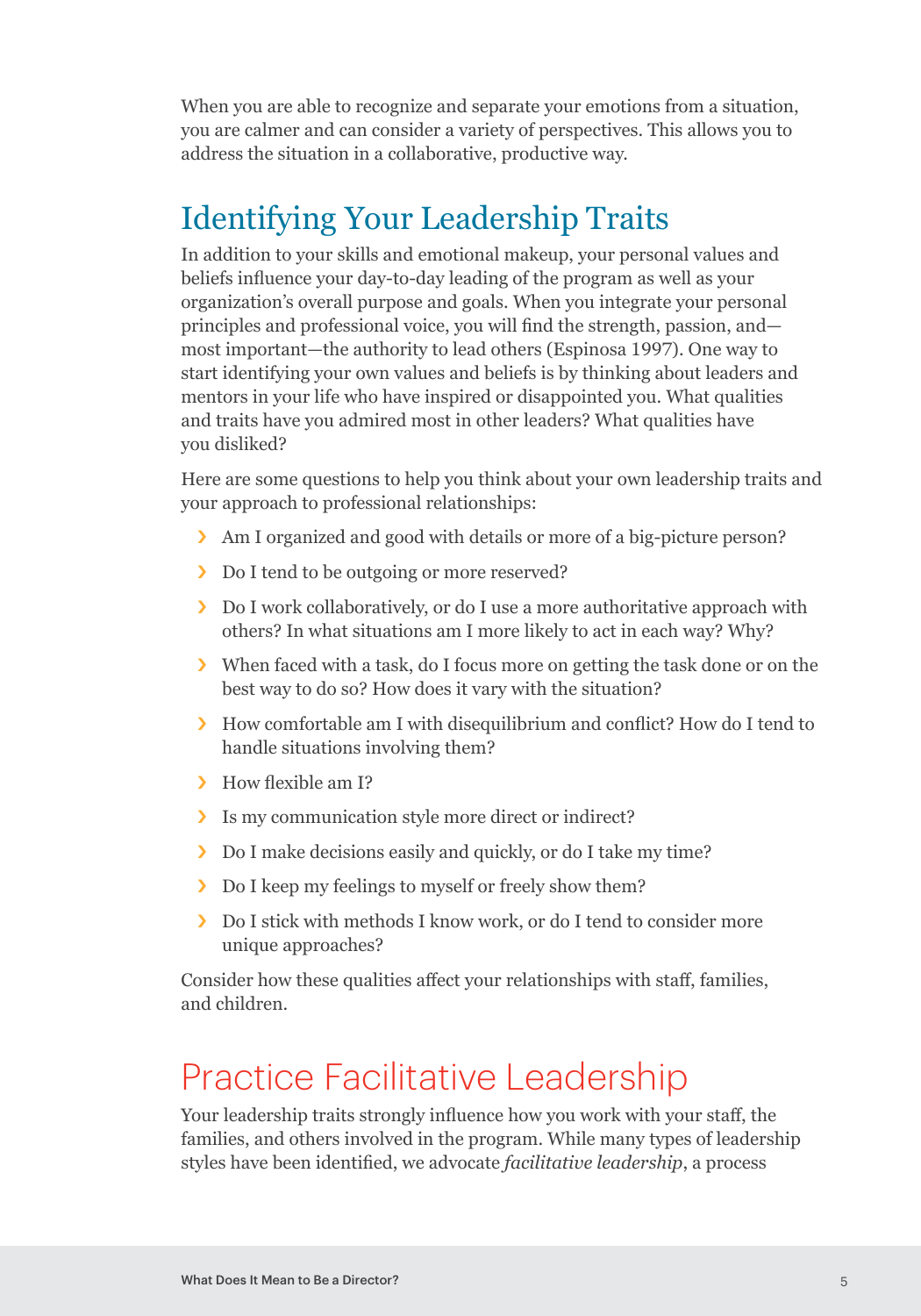When you are able to recognize and separate your emotions from a situation, you are calmer and can consider a variety of perspectives. This allows you to address the situation in a collaborative, productive way.

## Identifying Your Leadership Traits

In addition to your skills and emotional makeup, your personal values and beliefs influence your day-to-day leading of the program as well as your organization's overall purpose and goals. When you integrate your personal principles and professional voice, you will find the strength, passion, and—most important—the authority to lead others (Espinosa 1997). One way to start identifying your own values and beliefs is by thinking about leaders and mentors in your life who have inspired or disappointed you. What qualities and traits have you admired most in other leaders? What qualities have you disliked?

Here are some questions to help you think about your own leadership traits and your approach to professional relationships:

- Am I organized and good with details or more of a big-picture person?
- Do I tend to be outgoing or more reserved?
- Do I work collaboratively, or do I use a more authoritative approach with others? In what situations am I more likely to act in each way? Why?
- When faced with a task, do I focus more on getting the task done or on the best way to do so? How does it vary with the situation?
- How comfortable am I with disequilibrium and conflict? How do I tend to handle situations involving them?
- How flexible am I?
- Is my communication style more direct or indirect?
- Do I make decisions easily and quickly, or do I take my time?
- Do I keep my feelings to myself or freely show them?
- Do I stick with methods I know work, or do I tend to consider more unique approaches?

Consider how these qualities affect your relationships with staff, families, and children.

## Practice Facilitative Leadership

Your leadership traits strongly influence how you work with your staff, the families, and others involved in the program. While many types of leadership styles have been identified, we advocate *facilitative leadership*, a process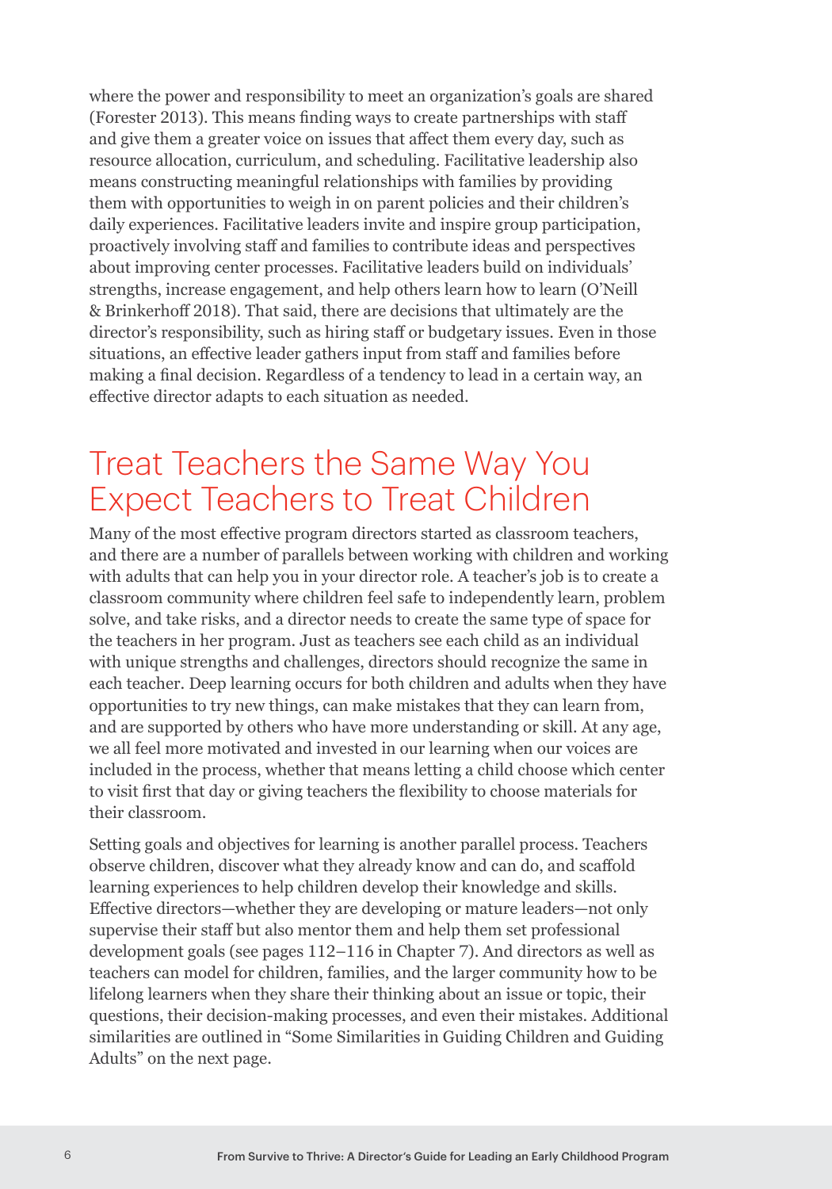where the power and responsibility to meet an organization's goals are shared (Forester 2013). This means finding ways to create partnerships with staff and give them a greater voice on issues that affect them every day, such as resource allocation, curriculum, and scheduling. Facilitative leadership also means constructing meaningful relationships with families by providing them with opportunities to weigh in on parent policies and their children's daily experiences. Facilitative leaders invite and inspire group participation, proactively involving staff and families to contribute ideas and perspectives about improving center processes. Facilitative leaders build on individuals' strengths, increase engagement, and help others learn how to learn (O'Neill & Brinkerhoff 2018). That said, there are decisions that ultimately are the director's responsibility, such as hiring staff or budgetary issues. Even in those situations, an effective leader gathers input from staff and families before making a final decision. Regardless of a tendency to lead in a certain way, an effective director adapts to each situation as needed.

## Treat Teachers the Same Way You Expect Teachers to Treat Children

Many of the most effective program directors started as classroom teachers, and there are a number of parallels between working with children and working with adults that can help you in your director role. A teacher's job is to create a classroom community where children feel safe to independently learn, problem solve, and take risks, and a director needs to create the same type of space for the teachers in her program. Just as teachers see each child as an individual with unique strengths and challenges, directors should recognize the same in each teacher. Deep learning occurs for both children and adults when they have opportunities to try new things, can make mistakes that they can learn from, and are supported by others who have more understanding or skill. At any age, we all feel more motivated and invested in our learning when our voices are included in the process, whether that means letting a child choose which center to visit first that day or giving teachers the flexibility to choose materials for their classroom.

Setting goals and objectives for learning is another parallel process. Teachers observe children, discover what they already know and can do, and scaffold learning experiences to help children develop their knowledge and skills. Effective directors—whether they are developing or mature leaders—not only supervise their staff but also mentor them and help them set professional development goals (see pages 112–116 in Chapter 7). And directors as well as teachers can model for children, families, and the larger community how to be lifelong learners when they share their thinking about an issue or topic, their questions, their decision-making processes, and even their mistakes. Additional similarities are outlined in "Some Similarities in Guiding Children and Guiding Adults" on the next page.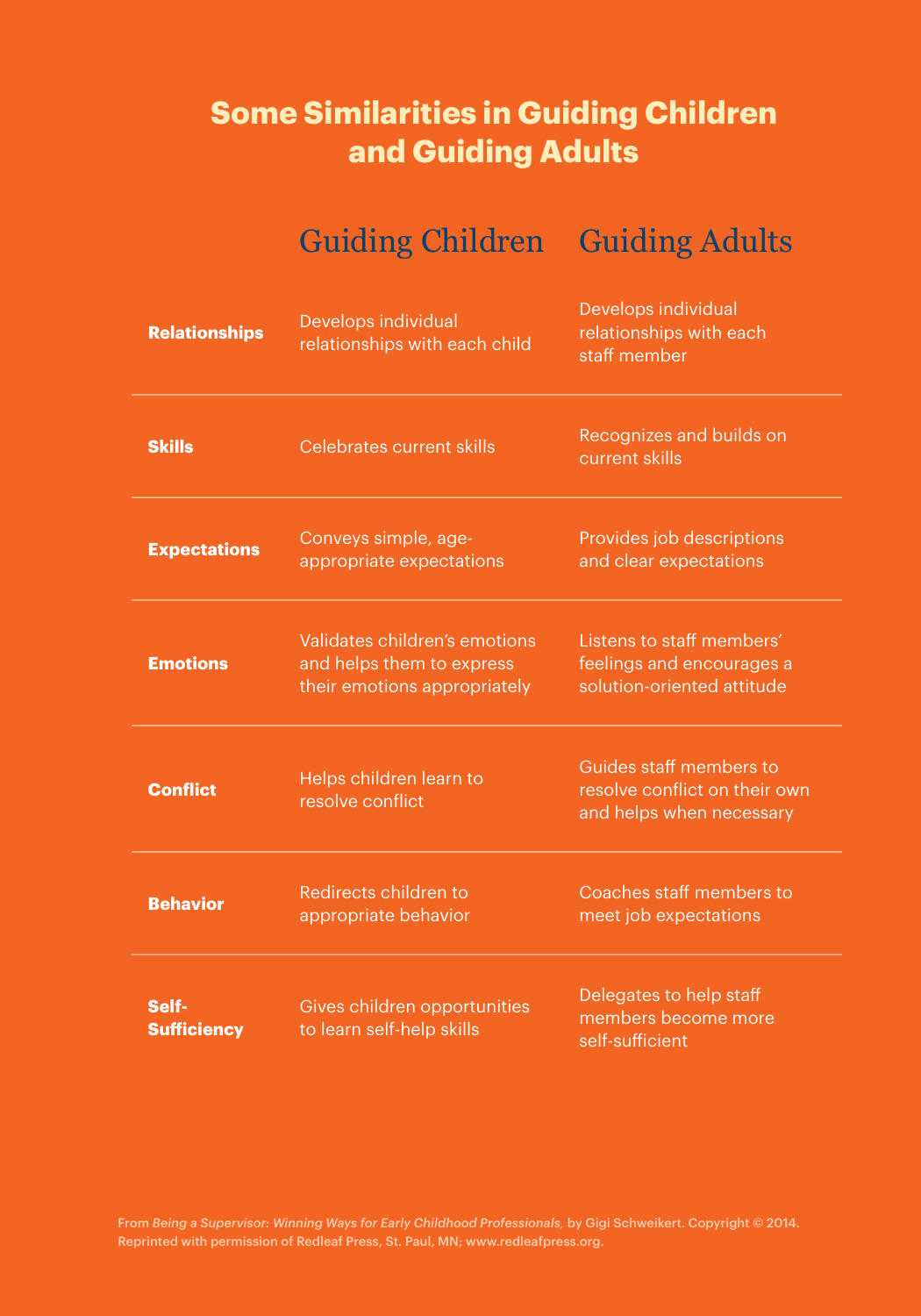# Some Similarities in Guiding Children and Guiding Adults

| | Guiding Children | Guiding Adults |
|---|---|---|
| **Relationships** | Develops individual relationships with each child | Develops individual relationships with each staff member |
| **Skills** | Celebrates current skills | Recognizes and builds on current skills |
| **Expectations** | Conveys simple, age-appropriate expectations | Provides job descriptions and clear expectations |
| **Emotions** | Validates children's emotions and helps them to express their emotions appropriately | Listens to staff members' feelings and encourages a solution-oriented attitude |
| **Conflict** | Helps children learn to resolve conflict | Guides staff members to resolve conflict on their own and helps when necessary |
| **Behavior** | Redirects children to appropriate behavior | Coaches staff members to meet job expectations |
| **Self-Sufficiency** | Gives children opportunities to learn self-help skills | Delegates to help staff members become more self-sufficient |

From *Being a Supervisor: Winning Ways for Early Childhood Professionals,* by Gigi Schweikert. Copyright © 2014. Reprinted with permission of Redleaf Press, St. Paul, MN; www.redleafpress.org.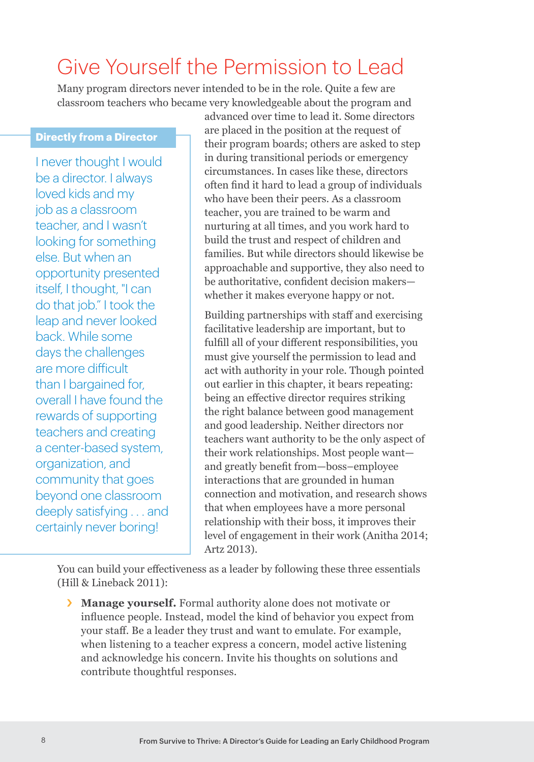# Give Yourself the Permission to Lead

Many program directors never intended to be in the role. Quite a few are classroom teachers who became very knowledgeable about the program and advanced over time to lead it. Some directors are placed in the position at the request of their program boards; others are asked to step in during transitional periods or emergency circumstances. In cases like these, directors often find it hard to lead a group of individuals who have been their peers. As a classroom teacher, you are trained to be warm and nurturing at all times, and you work hard to build the trust and respect of children and families. But while directors should likewise be approachable and supportive, they also need to be authoritative, confident decision makers—whether it makes everyone happy or not.

> **Directly from a Director**
>
> I never thought I would be a director. I always loved kids and my job as a classroom teacher, and I wasn't looking for something else. But when an opportunity presented itself, I thought, "I can do that job." I took the leap and never looked back. While some days the challenges are more difficult than I bargained for, overall I have found the rewards of supporting teachers and creating a center-based system, organization, and community that goes beyond one classroom deeply satisfying . . . and certainly never boring!

Building partnerships with staff and exercising facilitative leadership are important, but to fulfill all of your different responsibilities, you must give yourself the permission to lead and act with authority in your role. Though pointed out earlier in this chapter, it bears repeating: being an effective director requires striking the right balance between good management and good leadership. Neither directors nor teachers want authority to be the only aspect of their work relationships. Most people want—and greatly benefit from—boss–employee interactions that are grounded in human connection and motivation, and research shows that when employees have a more personal relationship with their boss, it improves their level of engagement in their work (Anitha 2014; Artz 2013).

You can build your effectiveness as a leader by following these three essentials (Hill & Lineback 2011):

- **Manage yourself.** Formal authority alone does not motivate or influence people. Instead, model the kind of behavior you expect from your staff. Be a leader they trust and want to emulate. For example, when listening to a teacher express a concern, model active listening and acknowledge his concern. Invite his thoughts on solutions and contribute thoughtful responses.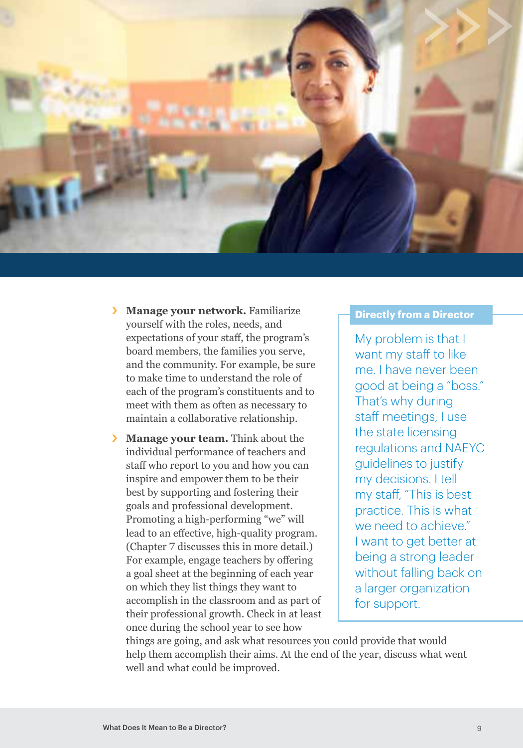- **Manage your network.** Familiarize yourself with the roles, needs, and expectations of your staff, the program's board members, the families you serve, and the community. For example, be sure to make time to understand the role of each of the program's constituents and to meet with them as often as necessary to maintain a collaborative relationship.
- **Manage your team.** Think about the individual performance of teachers and staff who report to you and how you can inspire and empower them to be their best by supporting and fostering their goals and professional development. Promoting a high-performing "we" will lead to an effective, high-quality program. (Chapter 7 discusses this in more detail.) For example, engage teachers by offering a goal sheet at the beginning of each year on which they list things they want to accomplish in the classroom and as part of their professional growth. Check in at least once during the school year to see how things are going, and ask what resources you could provide that would help them accomplish their aims. At the end of the year, discuss what went well and what could be improved.

**Directly from a Director**

My problem is that I want my staff to like me. I have never been good at being a "boss." That's why during staff meetings, I use the state licensing regulations and NAEYC guidelines to justify my decisions. I tell my staff, "This is best practice. This is what we need to achieve." I want to get better at being a strong leader without falling back on a larger organization for support.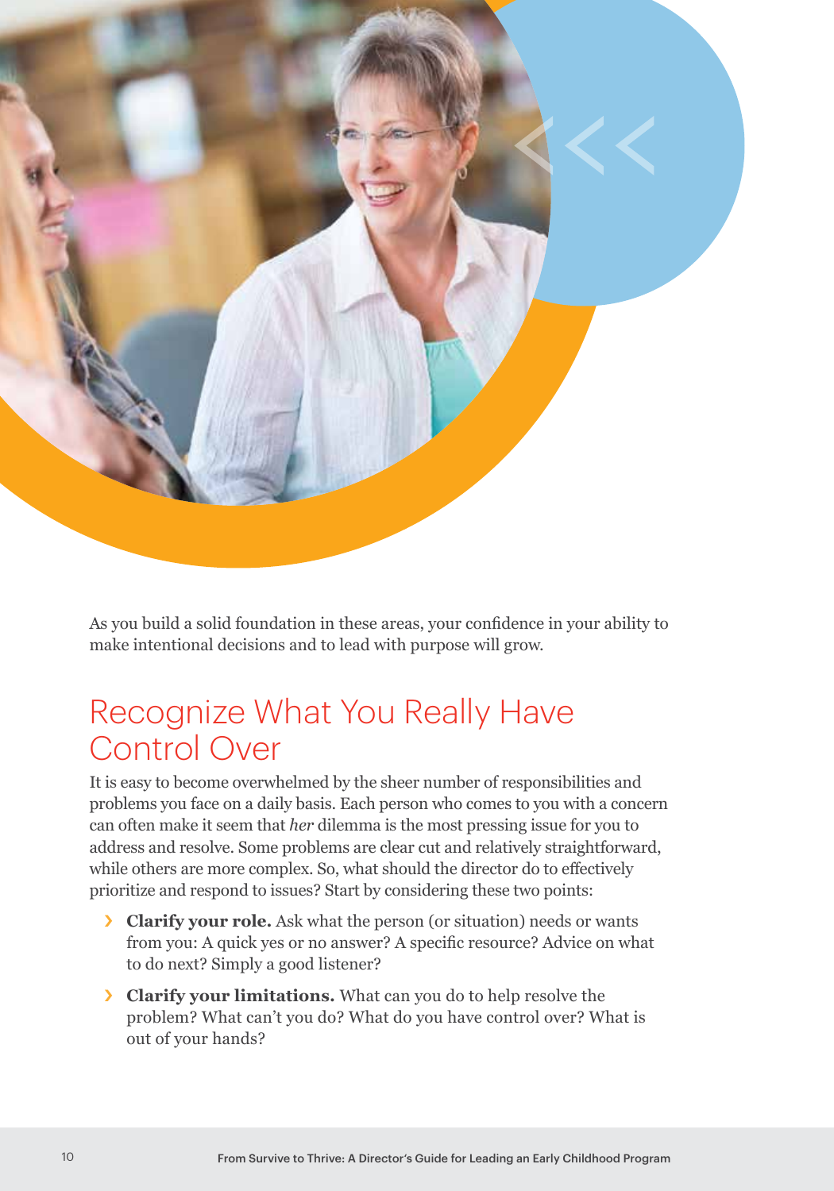As you build a solid foundation in these areas, your confidence in your ability to make intentional decisions and to lead with purpose will grow.

## Recognize What You Really Have Control Over

It is easy to become overwhelmed by the sheer number of responsibilities and problems you face on a daily basis. Each person who comes to you with a concern can often make it seem that *her* dilemma is the most pressing issue for you to address and resolve. Some problems are clear cut and relatively straightforward, while others are more complex. So, what should the director do to effectively prioritize and respond to issues? Start by considering these two points:

- **Clarify your role.** Ask what the person (or situation) needs or wants from you: A quick yes or no answer? A specific resource? Advice on what to do next? Simply a good listener?
- **Clarify your limitations.** What can you do to help resolve the problem? What can't you do? What do you have control over? What is out of your hands?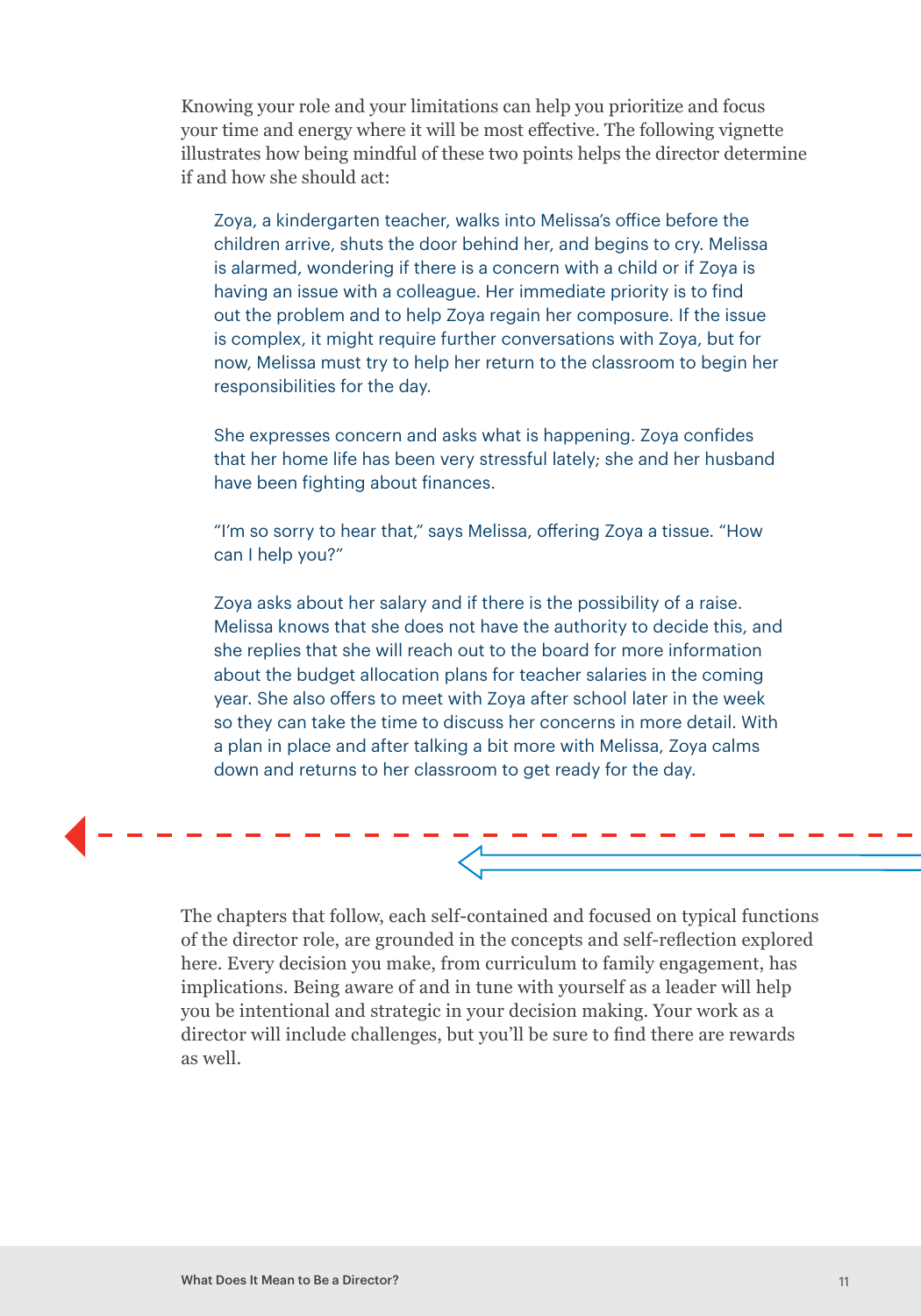Knowing your role and your limitations can help you prioritize and focus your time and energy where it will be most effective. The following vignette illustrates how being mindful of these two points helps the director determine if and how she should act:

> Zoya, a kindergarten teacher, walks into Melissa's office before the children arrive, shuts the door behind her, and begins to cry. Melissa is alarmed, wondering if there is a concern with a child or if Zoya is having an issue with a colleague. Her immediate priority is to find out the problem and to help Zoya regain her composure. If the issue is complex, it might require further conversations with Zoya, but for now, Melissa must try to help her return to the classroom to begin her responsibilities for the day.
>
> She expresses concern and asks what is happening. Zoya confides that her home life has been very stressful lately; she and her husband have been fighting about finances.
>
> "I'm so sorry to hear that," says Melissa, offering Zoya a tissue. "How can I help you?"
>
> Zoya asks about her salary and if there is the possibility of a raise. Melissa knows that she does not have the authority to decide this, and she replies that she will reach out to the board for more information about the budget allocation plans for teacher salaries in the coming year. She also offers to meet with Zoya after school later in the week so they can take the time to discuss her concerns in more detail. With a plan in place and after talking a bit more with Melissa, Zoya calms down and returns to her classroom to get ready for the day.

The chapters that follow, each self-contained and focused on typical functions of the director role, are grounded in the concepts and self-reflection explored here. Every decision you make, from curriculum to family engagement, has implications. Being aware of and in tune with yourself as a leader will help you be intentional and strategic in your decision making. Your work as a director will include challenges, but you'll be sure to find there are rewards as well.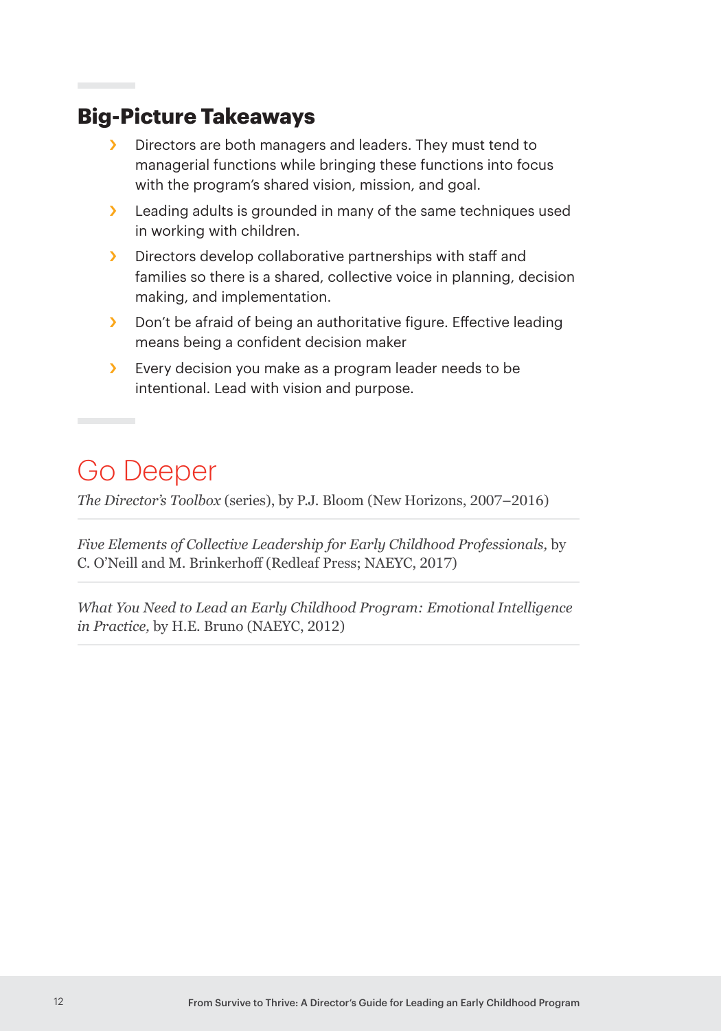## Big-Picture Takeaways

- Directors are both managers and leaders. They must tend to managerial functions while bringing these functions into focus with the program's shared vision, mission, and goal.
- Leading adults is grounded in many of the same techniques used in working with children.
- Directors develop collaborative partnerships with staff and families so there is a shared, collective voice in planning, decision making, and implementation.
- Don't be afraid of being an authoritative figure. Effective leading means being a confident decision maker
- Every decision you make as a program leader needs to be intentional. Lead with vision and purpose.

## Go Deeper

*The Director's Toolbox* (series), by P.J. Bloom (New Horizons, 2007–2016)

*Five Elements of Collective Leadership for Early Childhood Professionals,* by C. O'Neill and M. Brinkerhoff (Redleaf Press; NAEYC, 2017)

*What You Need to Lead an Early Childhood Program: Emotional Intelligence in Practice,* by H.E. Bruno (NAEYC, 2012)